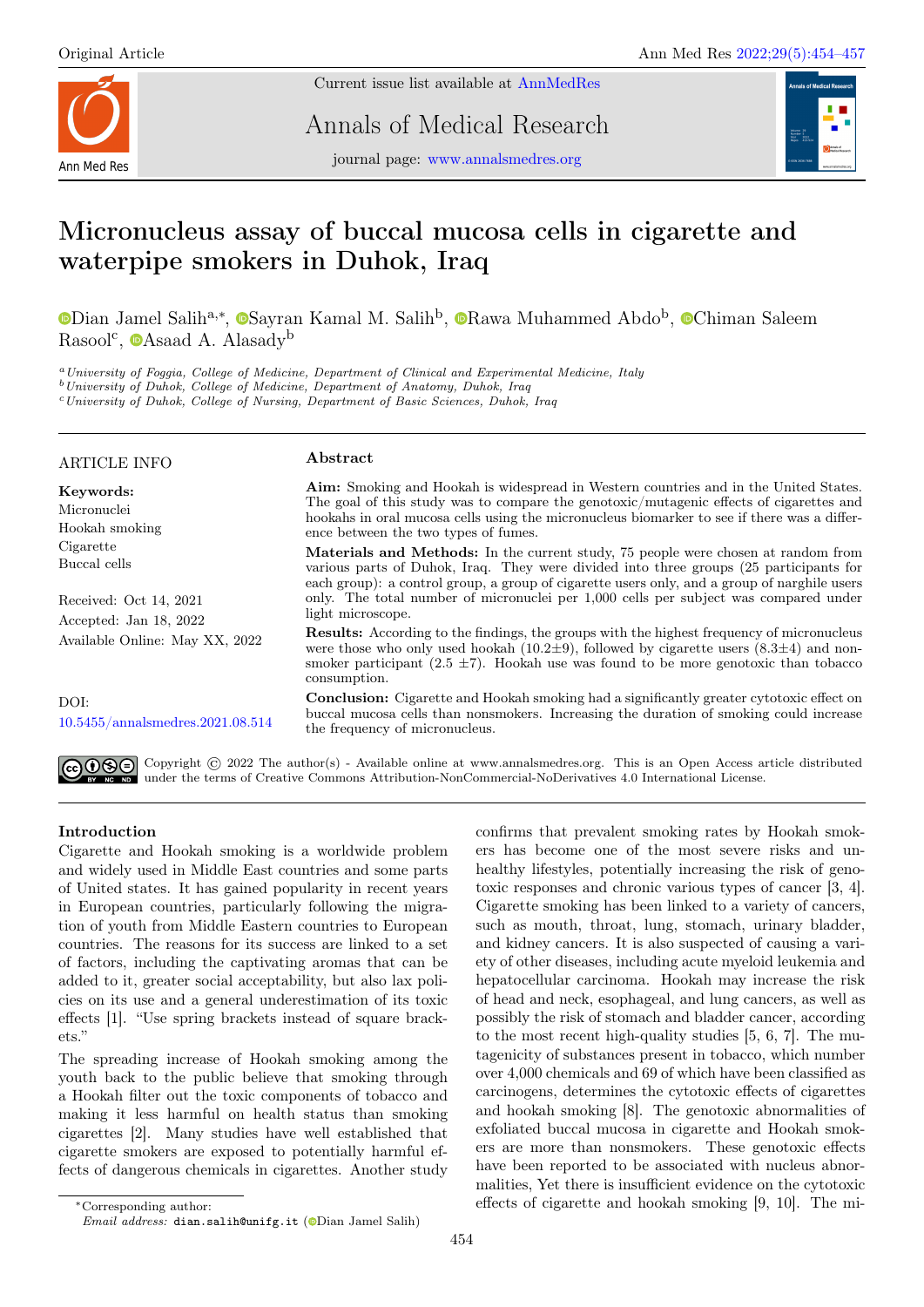Original Article

Current issue list available at AnnMedRes

Annals of Medical Research

journal page: www.annalsmedres.org

# Micronucleus assay of buccal mucosa cells in cigarette and waterpipe smokers in Duhok, Iraq

Dian Jamel Salih[a,*], Sayran Kamal M. Salih[b], Rawa Muhammed Abdo[b], Chiman Saleem Rasool[c], Asaad A. Alasady[b]

[a] *University of Foggia, College of Medicine, Department of Clinical and Experimental Medicine, Italy*
[b] *University of Duhok, College of Medicine, Department of Anatomy, Duhok, Iraq*
[c] *University of Duhok, College of Nursing, Department of Basic Sciences, Duhok, Iraq*

## ARTICLE INFO

**Keywords:**
Micronuclei
Hookah smoking
Cigarette
Buccal cells

Received: Oct 14, 2021
Accepted: Jan 18, 2022
Available Online: May XX, 2022

DOI:
10.5455/annalsmedres.2021.08.514

## Abstract

**Aim:** Smoking and Hookah is widespread in Western countries and in the United States. The goal of this study was to compare the genotoxic/mutagenic effects of cigarettes and hookahs in oral mucosa cells using the micronucleus biomarker to see if there was a difference between the two types of fumes.

**Materials and Methods:** In the current study, 75 people were chosen at random from various parts of Duhok, Iraq. They were divided into three groups (25 participants for each group): a control group, a group of cigarette users only, and a group of narghile users only. The total number of micronuclei per 1,000 cells per subject was compared under light microscope.

**Results:** According to the findings, the groups with the highest frequency of micronucleus were those who only used hookah (10.2±9), followed by cigarette users (8.3±4) and non-smoker participant (2.5 ±7). Hookah use was found to be more genotoxic than tobacco consumption.

**Conclusion:** Cigarette and Hookah smoking had a significantly greater cytotoxic effect on buccal mucosa cells than nonsmokers. Increasing the duration of smoking could increase the frequency of micronucleus.

Copyright © 2022 The author(s) - Available online at www.annalsmedres.org. This is an Open Access article distributed under the terms of Creative Commons Attribution-NonCommercial-NoDerivatives 4.0 International License.

## Introduction

Cigarette and Hookah smoking is a worldwide problem and widely used in Middle East countries and some parts of United states. It has gained popularity in recent years in European countries, particularly following the migration of youth from Middle Eastern countries to European countries. The reasons for its success are linked to a set of factors, including the captivating aromas that can be added to it, greater social acceptability, but also lax policies on its use and a general underestimation of its toxic effects [1]. "Use spring brackets instead of square brackets."

The spreading increase of Hookah smoking among the youth back to the public believe that smoking through a Hookah filter out the toxic components of tobacco and making it less harmful on health status than smoking cigarettes [2]. Many studies have well established that cigarette smokers are exposed to potentially harmful effects of dangerous chemicals in cigarettes. Another study confirms that prevalent smoking rates by Hookah smokers has become one of the most severe risks and unhealthy lifestyles, potentially increasing the risk of genotoxic responses and chronic various types of cancer [3, 4]. Cigarette smoking has been linked to a variety of cancers, such as mouth, throat, lung, stomach, urinary bladder, and kidney cancers. It is also suspected of causing a variety of other diseases, including acute myeloid leukemia and hepatocellular carcinoma. Hookah may increase the risk of head and neck, esophageal, and lung cancers, as well as possibly the risk of stomach and bladder cancer, according to the most recent high-quality studies [5, 6, 7]. The mutagenicity of substances present in tobacco, which number over 4,000 chemicals and 69 of which have been classified as carcinogens, determines the cytotoxic effects of cigarettes and hookah smoking [8]. The genotoxic abnormalities of exfoliated buccal mucosa in cigarette and Hookah smokers are more than nonsmokers. These genotoxic effects have been reported to be associated with nucleus abnormalities, Yet there is insufficient evidence on the cytotoxic effects of cigarette and hookah smoking [9, 10]. The mi-

*Corresponding author:
*Email address:* dian.salih@unifg.it (Dian Jamel Salih)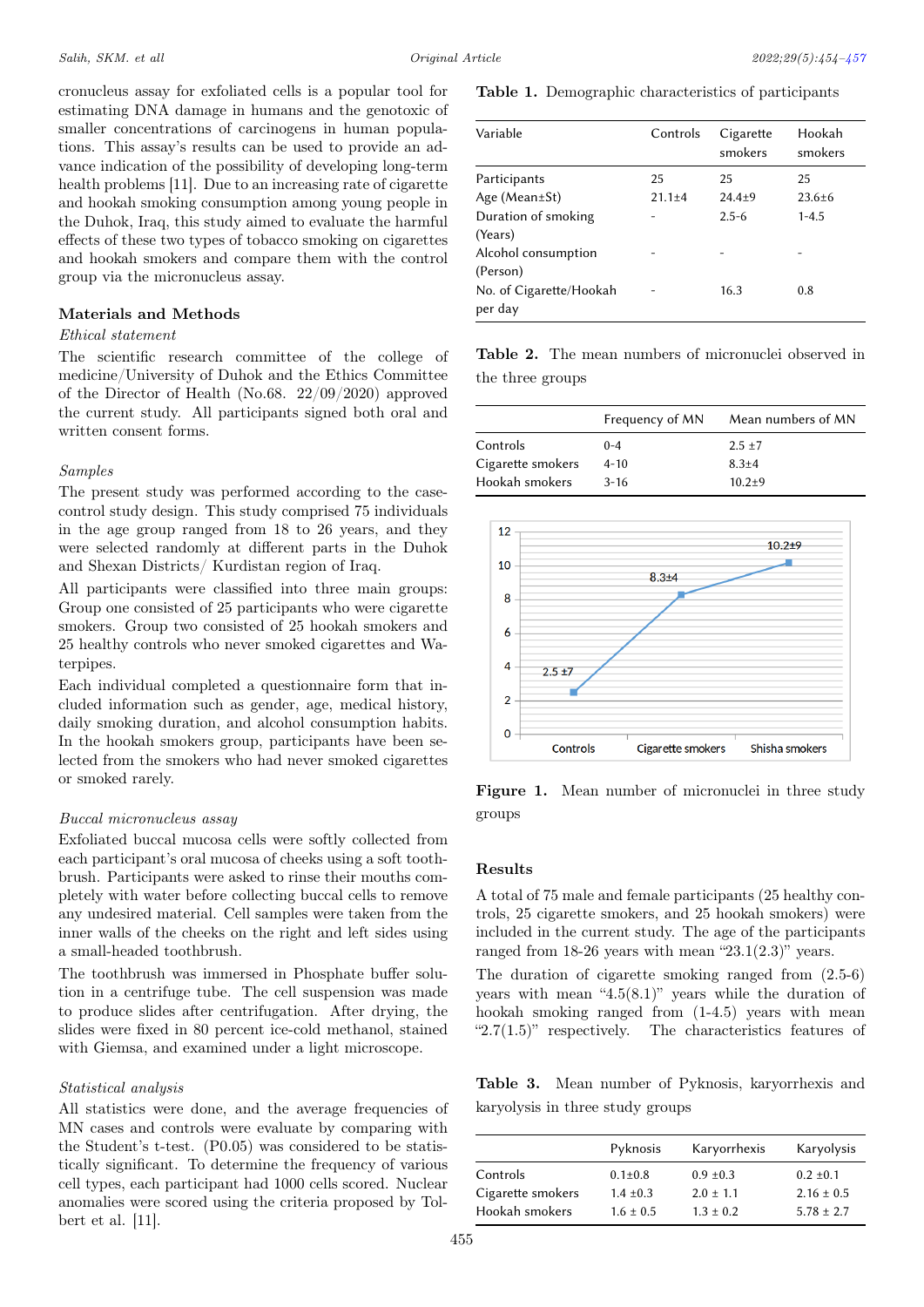cronucleus assay for exfoliated cells is a popular tool for estimating DNA damage in humans and the genotoxic of smaller concentrations of carcinogens in human populations. This assay's results can be used to provide an advance indication of the possibility of developing long-term health problems [11]. Due to an increasing rate of cigarette and hookah smoking consumption among young people in the Duhok, Iraq, this study aimed to evaluate the harmful effects of these two types of tobacco smoking on cigarettes and hookah smokers and compare them with the control group via the micronucleus assay.

## Materials and Methods

*Ethical statement*

The scientific research committee of the college of medicine/University of Duhok and the Ethics Committee of the Director of Health (No.68. 22/09/2020) approved the current study. All participants signed both oral and written consent forms.

*Samples*

The present study was performed according to the case-control study design. This study comprised 75 individuals in the age group ranged from 18 to 26 years, and they were selected randomly at different parts in the Duhok and Shexan Districts/ Kurdistan region of Iraq.

All participants were classified into three main groups: Group one consisted of 25 participants who were cigarette smokers. Group two consisted of 25 hookah smokers and 25 healthy controls who never smoked cigarettes and Waterpipes.

Each individual completed a questionnaire form that included information such as gender, age, medical history, daily smoking duration, and alcohol consumption habits. In the hookah smokers group, participants have been selected from the smokers who had never smoked cigarettes or smoked rarely.

*Buccal micronucleus assay*

Exfoliated buccal mucosa cells were softly collected from each participant's oral mucosa of cheeks using a soft toothbrush. Participants were asked to rinse their mouths completely with water before collecting buccal cells to remove any undesired material. Cell samples were taken from the inner walls of the cheeks on the right and left sides using a small-headed toothbrush.

The toothbrush was immersed in Phosphate buffer solution in a centrifuge tube. The cell suspension was made to produce slides after centrifugation. After drying, the slides were fixed in 80 percent ice-cold methanol, stained with Giemsa, and examined under a light microscope.

*Statistical analysis*

All statistics were done, and the average frequencies of MN cases and controls were evaluate by comparing with the Student's t-test. (P0.05) was considered to be statistically significant. To determine the frequency of various cell types, each participant had 1000 cells scored. Nuclear anomalies were scored using the criteria proposed by Tolbert et al. [11].

**Table 1.** Demographic characteristics of participants

| Variable | Controls | Cigarette smokers | Hookah smokers |
|---|---|---|---|
| Participants | 25 | 25 | 25 |
| Age (Mean±St) | 21.1±4 | 24.4±9 | 23.6±6 |
| Duration of smoking (Years) | - | 2.5-6 | 1-4.5 |
| Alcohol consumption (Person) | - | - | - |
| No. of Cigarette/Hookah per day | - | 16.3 | 0.8 |

**Table 2.** The mean numbers of micronuclei observed in the three groups

| | Frequency of MN | Mean numbers of MN |
|---|---|---|
| Controls | 0-4 | 2.5 ±7 |
| Cigarette smokers | 4-10 | 8.3±4 |
| Hookah smokers | 3-16 | 10.2±9 |

**Figure 1.** Mean number of micronuclei in three study groups

## Results

A total of 75 male and female participants (25 healthy controls, 25 cigarette smokers, and 25 hookah smokers) were included in the current study. The age of the participants ranged from 18-26 years with mean "23.1(2.3)" years.

The duration of cigarette smoking ranged from (2.5-6) years with mean "4.5(8.1)" years while the duration of hookah smoking ranged from (1-4.5) years with mean "2.7(1.5)" respectively. The characteristics features of

**Table 3.** Mean number of Pyknosis, karyorrhexis and karyolysis in three study groups

| | Pyknosis | Karyorrhexis | Karyolysis |
|---|---|---|---|
| Controls | 0.1±0.8 | 0.9 ±0.3 | 0.2 ±0.1 |
| Cigarette smokers | 1.4 ±0.3 | 2.0 ± 1.1 | 2.16 ± 0.5 |
| Hookah smokers | 1.6 ± 0.5 | 1.3 ± 0.2 | 5.78 ± 2.7 |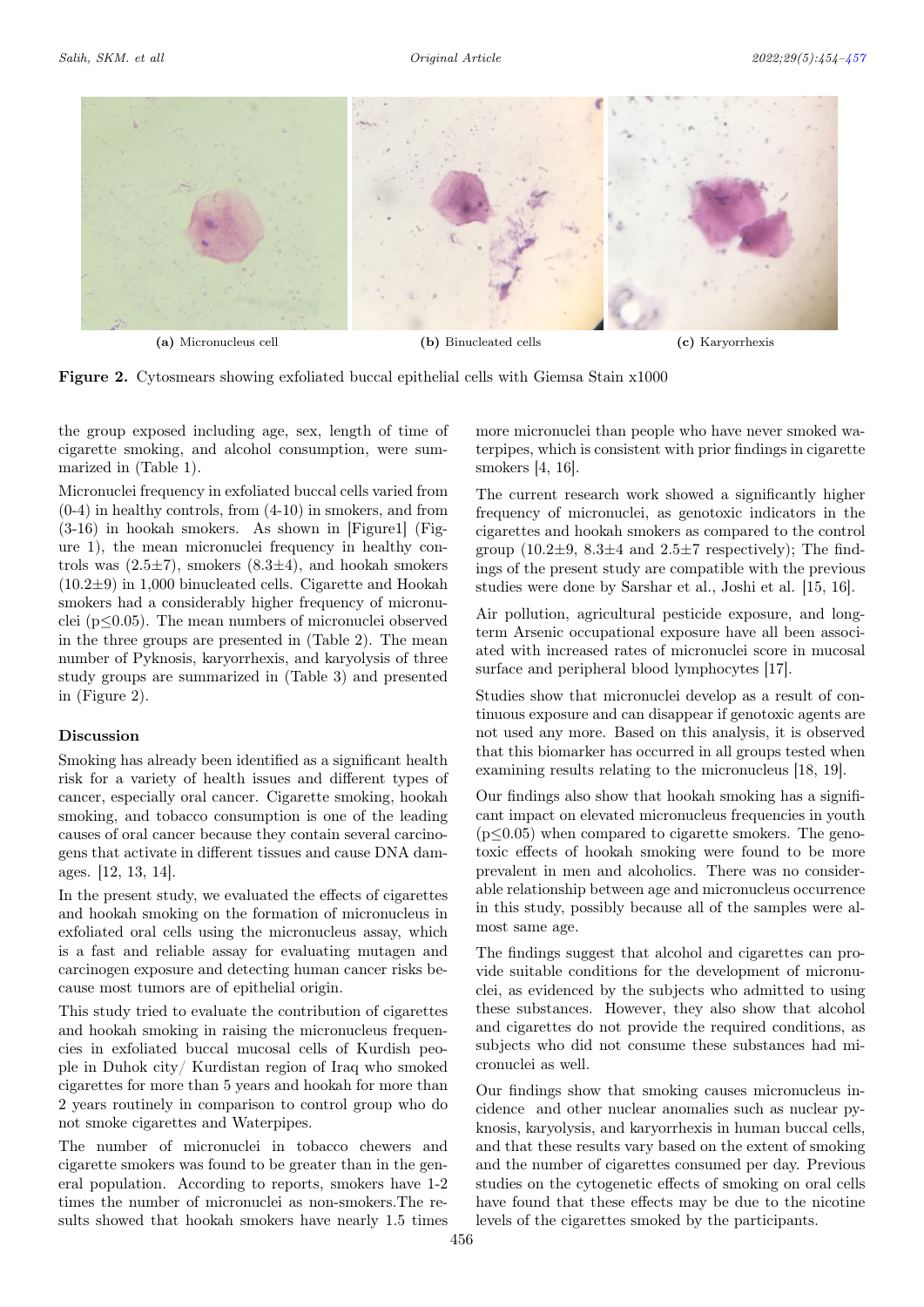(a) Micronucleus cell

(b) Binucleated cells

(c) Karyorrhexis

**Figure 2.** Cytosmears showing exfoliated buccal epithelial cells with Giemsa Stain x1000

the group exposed including age, sex, length of time of cigarette smoking, and alcohol consumption, were summarized in (Table 1).

Micronuclei frequency in exfoliated buccal cells varied from (0-4) in healthy controls, from (4-10) in smokers, and from (3-16) in hookah smokers. As shown in [Figure1] (Figure 1), the mean micronuclei frequency in healthy controls was (2.5±7), smokers (8.3±4), and hookah smokers (10.2±9) in 1,000 binucleated cells. Cigarette and Hookah smokers had a considerably higher frequency of micronuclei ($p \leq 0.05$). The mean numbers of micronuclei observed in the three groups are presented in (Table 2). The mean number of Pyknosis, karyorrhexis, and karyolysis of three study groups are summarized in (Table 3) and presented in (Figure 2).

### Discussion

Smoking has already been identified as a significant health risk for a variety of health issues and different types of cancer, especially oral cancer. Cigarette smoking, hookah smoking, and tobacco consumption is one of the leading causes of oral cancer because they contain several carcinogens that activate in different tissues and cause DNA damages. [12, 13, 14].

In the present study, we evaluated the effects of cigarettes and hookah smoking on the formation of micronucleus in exfoliated oral cells using the micronucleus assay, which is a fast and reliable assay for evaluating mutagen and carcinogen exposure and detecting human cancer risks because most tumors are of epithelial origin.

This study tried to evaluate the contribution of cigarettes and hookah smoking in raising the micronucleus frequencies in exfoliated buccal mucosal cells of Kurdish people in Duhok city/ Kurdistan region of Iraq who smoked cigarettes for more than 5 years and hookah for more than 2 years routinely in comparison to control group who do not smoke cigarettes and Waterpipes.

The number of micronuclei in tobacco chewers and cigarette smokers was found to be greater than in the general population. According to reports, smokers have 1-2 times the number of micronuclei as non-smokers.The results showed that hookah smokers have nearly 1.5 times more micronuclei than people who have never smoked waterpipes, which is consistent with prior findings in cigarette smokers [4, 16].

The current research work showed a significantly higher frequency of micronuclei, as genotoxic indicators in the cigarettes and hookah smokers as compared to the control group (10.2±9, 8.3±4 and 2.5±7 respectively); The findings of the present study are compatible with the previous studies were done by Sarshar et al., Joshi et al. [15, 16].

Air pollution, agricultural pesticide exposure, and long-term Arsenic occupational exposure have all been associated with increased rates of micronuclei score in mucosal surface and peripheral blood lymphocytes [17].

Studies show that micronuclei develop as a result of continuous exposure and can disappear if genotoxic agents are not used any more. Based on this analysis, it is observed that this biomarker has occurred in all groups tested when examining results relating to the micronucleus [18, 19].

Our findings also show that hookah smoking has a significant impact on elevated micronucleus frequencies in youth ($p \leq 0.05$) when compared to cigarette smokers. The genotoxic effects of hookah smoking were found to be more prevalent in men and alcoholics. There was no considerable relationship between age and micronucleus occurrence in this study, possibly because all of the samples were almost same age.

The findings suggest that alcohol and cigarettes can provide suitable conditions for the development of micronuclei, as evidenced by the subjects who admitted to using these substances. However, they also show that alcohol and cigarettes do not provide the required conditions, as subjects who did not consume these substances had micronuclei as well.

Our findings show that smoking causes micronucleus incidence and other nuclear anomalies such as nuclear pyknosis, karyolysis, and karyorrhexis in human buccal cells, and that these results vary based on the extent of smoking and the number of cigarettes consumed per day. Previous studies on the cytogenetic effects of smoking on oral cells have found that these effects may be due to the nicotine levels of the cigarettes smoked by the participants.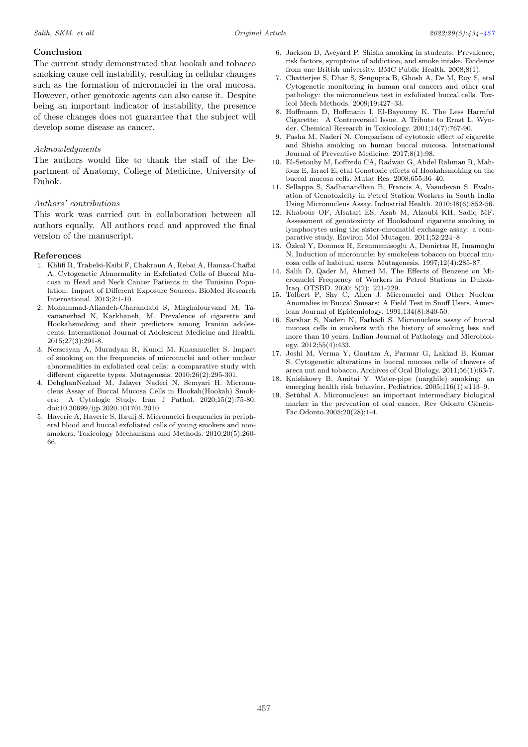## Conclusion

The current study demonstrated that hookah and tobacco smoking cause cell instability, resulting in cellular changes such as the formation of micronuclei in the oral mucosa. However, other genotoxic agents can also cause it. Despite being an important indicator of instability, the presence of these changes does not guarantee that the subject will develop some disease as cancer.

### *Acknowledgments*

The authors would like to thank the staff of the Department of Anatomy, College of Medicine, University of Duhok.

### *Authors' contributions*

This work was carried out in collaboration between all authors equally. All authors read and approved the final version of the manuscript.

## References

1. Khlifi R, Trabelsi-Ksibi F, Chakroun A, Rebai A, Hamza-Chaffai A. Cytogenetic Abnormality in Exfoliated Cells of Buccal Mucosa in Head and Neck Cancer Patients in the Tunisian Population: Impact of Different Exposure Sources. BioMed Research International. 2013;2:1-10.
2. Mohammad-Alizadeh-Charandabi S, Mirghafourvand M, Tavananezhad N, Karkhaneh, M. Prevalence of cigarette and Hookahsmoking and their predictors among Iranian adolescents. International Journal of Adolescent Medicine and Health. 2015;27(3):291-8.
3. Nersesyan A, Muradyan R, Kundi M. Knasmueller S. Impact of smoking on the frequencies of micronuclei and other nuclear abnormalities in exfoliated oral cells: a comparative study with different cigarette types. Mutagenesis. 2010;26(2):295-301.
4. DehghanNezhad M, Jalayer Naderi N, Semyari H. Micronucleus Assay of Buccal Mucosa Cells in Hookah(Hookah) Smokers: A Cytologic Study. Iran J Pathol. 2020;15(2):75-80. doi:10.30699/ijp.2020.101701.2010
5. Haveric A, Haveric S, Ibrulj S. Micronuclei frequencies in peripheral blood and buccal exfoliated cells of young smokers and nonsmokers. Toxicology Mechanisms and Methods. 2010;20(5):260-66.
6. Jackson D, Aveyard P. Shisha smoking in students: Prevalence, risk factors, symptoms of addiction, and smoke intake. Evidence from one British university. BMC Public Health. 2008;8(1).
7. Chatterjee S, Dhar S, Sengupta B, Ghosh A, De M, Roy S, etal Cytogenetic monitoring in human oral cancers and other oral pathology: the micronucleus test in exfoliated buccal cells. Toxicol Mech Methods. 2009;19:427–33.
8. Hoffmann D, Hoffmann I, El-Bayoumy K. The Less Harmful Cigarette: A Controversial Issue. A Tribute to Ernst L. Wynder. Chemical Research in Toxicology. 2001;14(7):767-90.
9. Pasha M, Naderi N. Comparison of cytotoxic effect of cigarette and Shisha smoking on human buccal mucosa. International Journal of Preventive Medicine. 2017;8(1):98.
10. El-Setouhy M, Loffredo CA, Radwan G, Abdel Rahman R, Mahfouz E, Israel E, etal Genotoxic effects of Hookahsmoking on the buccal mucosa cells. Mutat Res. 2008;655:36–40.
11. Sellappa S, Sadhanandhan B, Francis A, Vasudevan S. Evaluation of Genotoxicity in Petrol Station Workers in South India Using Micronucleus Assay. Industrial Health. 2010;48(6):852-56.
12. Khabour OF, Alsatari ES, Azab M, Alzoubi KH, Sadiq MF. Assessment of genotoxicity of Hookahand cigarette smoking in lymphocytes using the sister-chromatid exchange assay: a comparative study. Environ Mol Mutagen. 2011;52:224–8
13. Özkul Y, Donmez H, Erenmemisoglu A, Demirtas H, Imamoglu N. Induction of micronuclei by smokeless tobacco on buccal mucosa cells of habitual users. Mutagenesis. 1997;12(4):285-87.
14. Salih D, Qader M, Ahmed M. The Effects of Benzene on Micronuclei Frequency of Workers in Petrol Stations in Duhok-Iraq. OTSBD. 2020; 5(2): 221-229.
15. Tolbert P, Shy C, Allen J. Micronuclei and Other Nuclear Anomalies in Buccal Smears: A Field Test in Snuff Users. American Journal of Epidemiology. 1991;134(8):840-50.
16. Sarshar S, Naderi N, Farhadi S. Micronucleus assay of buccal mucosa cells in smokers with the history of smoking less and more than 10 years. Indian Journal of Pathology and Microbiology. 2012;55(4):433.
17. Joshi M, Verma Y, Gautam A, Parmar G, Lakkad B, Kumar S. Cytogenetic alterations in buccal mucosa cells of chewers of areca nut and tobacco. Archives of Oral Biology. 2011;56(1):63-7.
18. Knishkowy B, Amitai Y. Water-pipe (narghile) smoking: an emerging health risk behavior. Pediatrics. 2005;116(1):e113–9.
19. Setúbal A. Micronucleus: an important intermediary biological marker in the prevention of oral cancer. Rev Odonto Ciência-Fac.Odonto.2005;20(28);1-4.